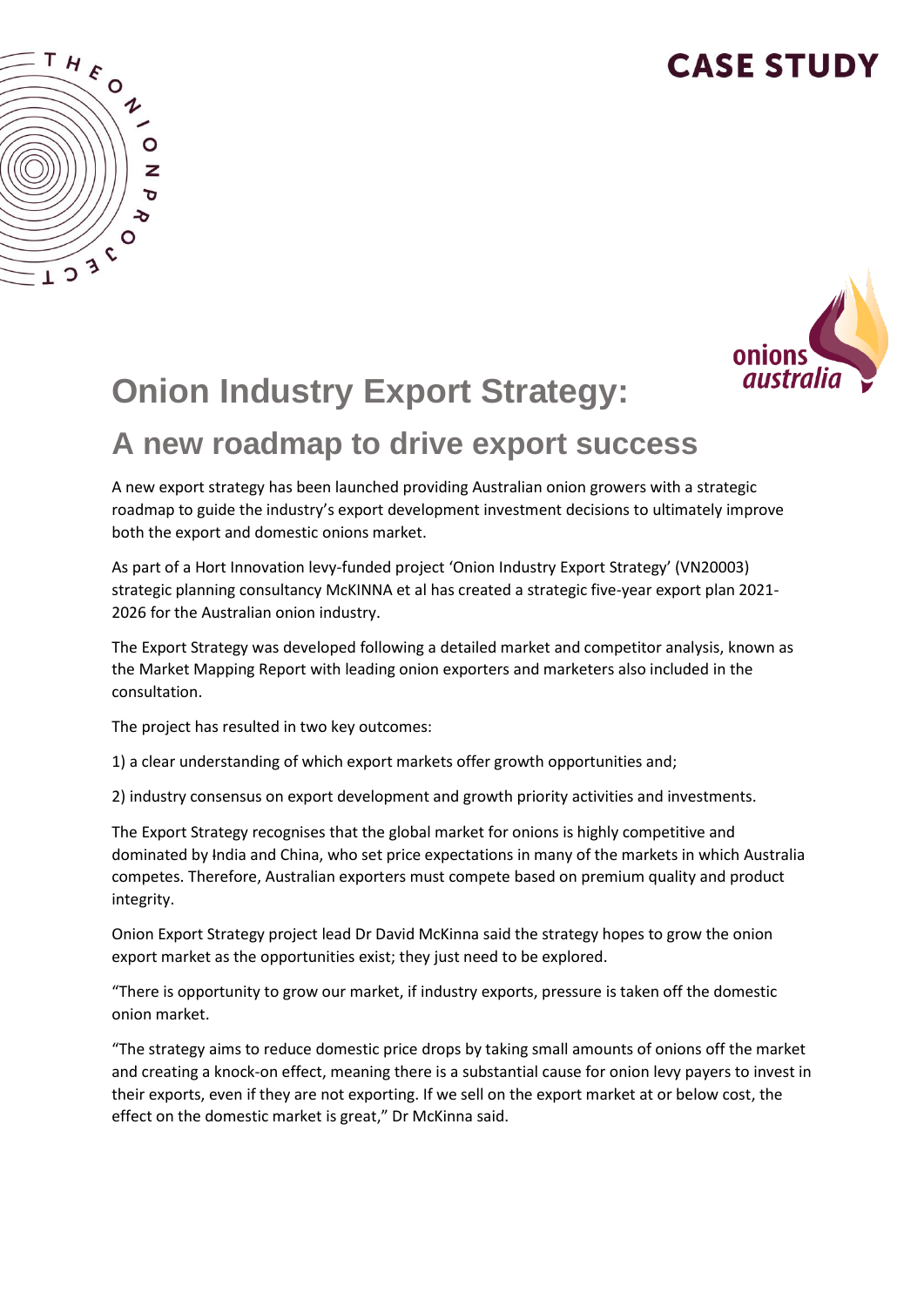CASE STUDY

# Onion Industry Export Strategy:

## A new roadmap to drive export success

A new export strategy has been launched providing Australian onion growers with a strategic roadmap to guide the industry's export development investment decisions to ultimately improve both the export and domestic onions market.

As part of a Hort Innovation levy-funded project 'Onion Industry Export Strategy' (VN20003) strategic planning consultancy McKINNA et al has created a strategic five-year export plan 2021-2026 for the Australian onion industry.

The Export Strategy was developed following a detailed market and competitor analysis, known as the Market Mapping Report with leading onion exporters and marketers also included in the consultation.

The project has resulted in two key outcomes:

1) a clear understanding of which export markets offer growth opportunities and;

2) industry consensus on export development and growth priority activities and investments.

The Export Strategy recognises that the global market for onions is highly competitive and dominated by India and China, who set price expectations in many of the markets in which Australia competes. Therefore, Australian exporters must compete based on premium quality and product integrity.

Onion Export Strategy project lead Dr David McKinna said the strategy hopes to grow the onion export market as the opportunities exist; they just need to be explored.

"There is opportunity to grow our market, if industry exports, pressure is taken off the domestic onion market.

"The strategy aims to reduce domestic price drops by taking small amounts of onions off the market and creating a knock-on effect, meaning there is a substantial cause for onion levy payers to invest in their exports, even if they are not exporting. If we sell on the export market at or below cost, the effect on the domestic market is great," Dr McKinna said.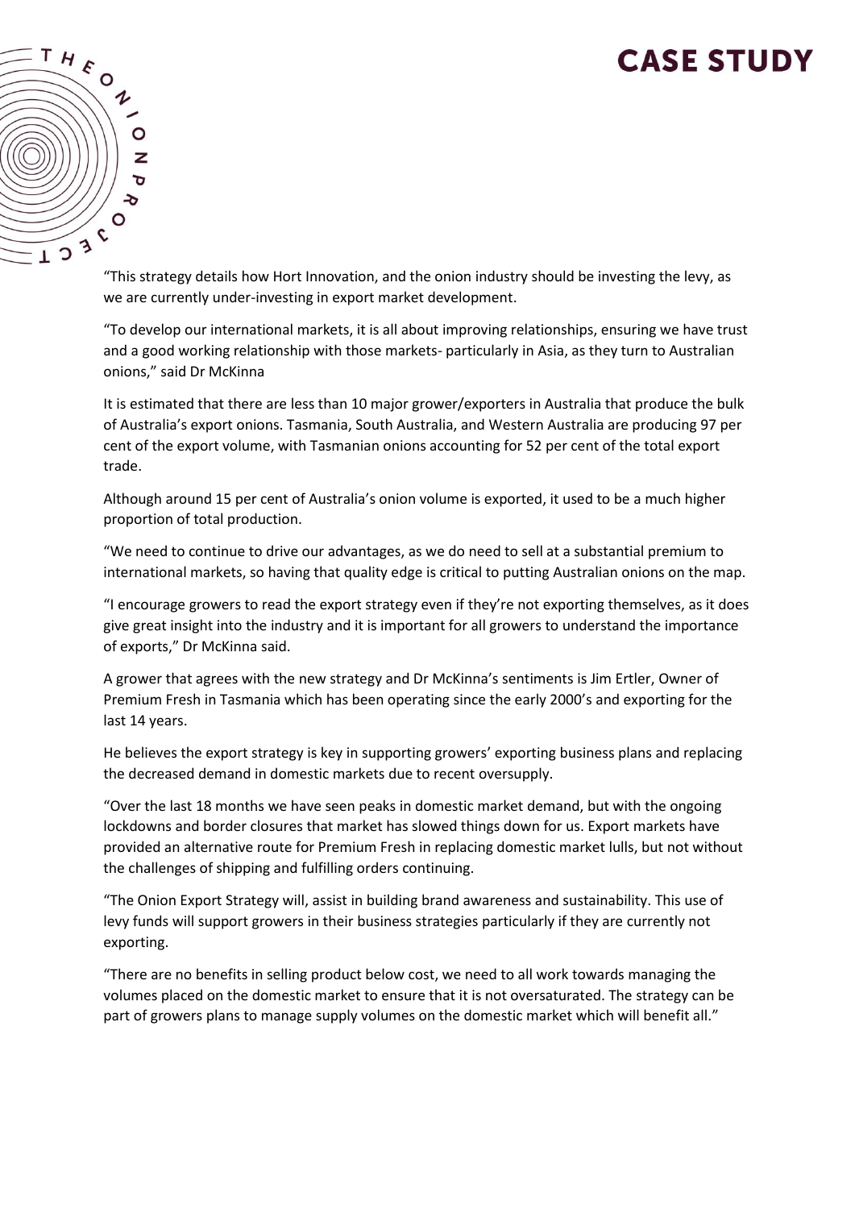"This strategy details how Hort Innovation, and the onion industry should be investing the levy, as we are currently under-investing in export market development.

"To develop our international markets, it is all about improving relationships, ensuring we have trust and a good working relationship with those markets- particularly in Asia, as they turn to Australian onions," said Dr McKinna

It is estimated that there are less than 10 major grower/exporters in Australia that produce the bulk of Australia's export onions. Tasmania, South Australia, and Western Australia are producing 97 per cent of the export volume, with Tasmanian onions accounting for 52 per cent of the total export trade.

Although around 15 per cent of Australia's onion volume is exported, it used to be a much higher proportion of total production.

"We need to continue to drive our advantages, as we do need to sell at a substantial premium to international markets, so having that quality edge is critical to putting Australian onions on the map.

"I encourage growers to read the export strategy even if they're not exporting themselves, as it does give great insight into the industry and it is important for all growers to understand the importance of exports," Dr McKinna said.

A grower that agrees with the new strategy and Dr McKinna's sentiments is Jim Ertler, Owner of Premium Fresh in Tasmania which has been operating since the early 2000's and exporting for the last 14 years.

He believes the export strategy is key in supporting growers' exporting business plans and replacing the decreased demand in domestic markets due to recent oversupply.

"Over the last 18 months we have seen peaks in domestic market demand, but with the ongoing lockdowns and border closures that market has slowed things down for us. Export markets have provided an alternative route for Premium Fresh in replacing domestic market lulls, but not without the challenges of shipping and fulfilling orders continuing.

"The Onion Export Strategy will, assist in building brand awareness and sustainability. This use of levy funds will support growers in their business strategies particularly if they are currently not exporting.

"There are no benefits in selling product below cost, we need to all work towards managing the volumes placed on the domestic market to ensure that it is not oversaturated. The strategy can be part of growers plans to manage supply volumes on the domestic market which will benefit all."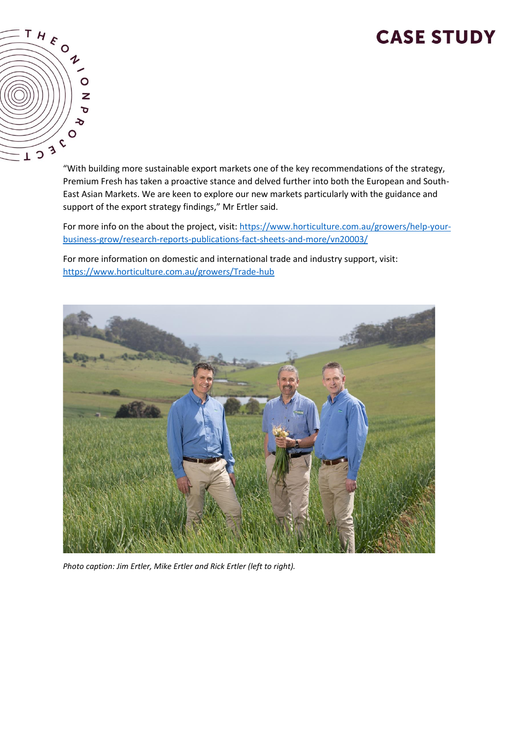"With building more sustainable export markets one of the key recommendations of the strategy, Premium Fresh has taken a proactive stance and delved further into both the European and South-East Asian Markets. We are keen to explore our new markets particularly with the guidance and support of the export strategy findings," Mr Ertler said.

For more info on the about the project, visit: [https://www.horticulture.com.au/growers/help-your-business-grow/research-reports-publications-fact-sheets-and-more/vn20003/](https://www.horticulture.com.au/growers/help-your-business-grow/research-reports-publications-fact-sheets-and-more/vn20003/)

For more information on domestic and international trade and industry support, visit: [https://www.horticulture.com.au/growers/Trade-hub](https://www.horticulture.com.au/growers/Trade-hub)

*Photo caption: Jim Ertler, Mike Ertler and Rick Ertler (left to right).*